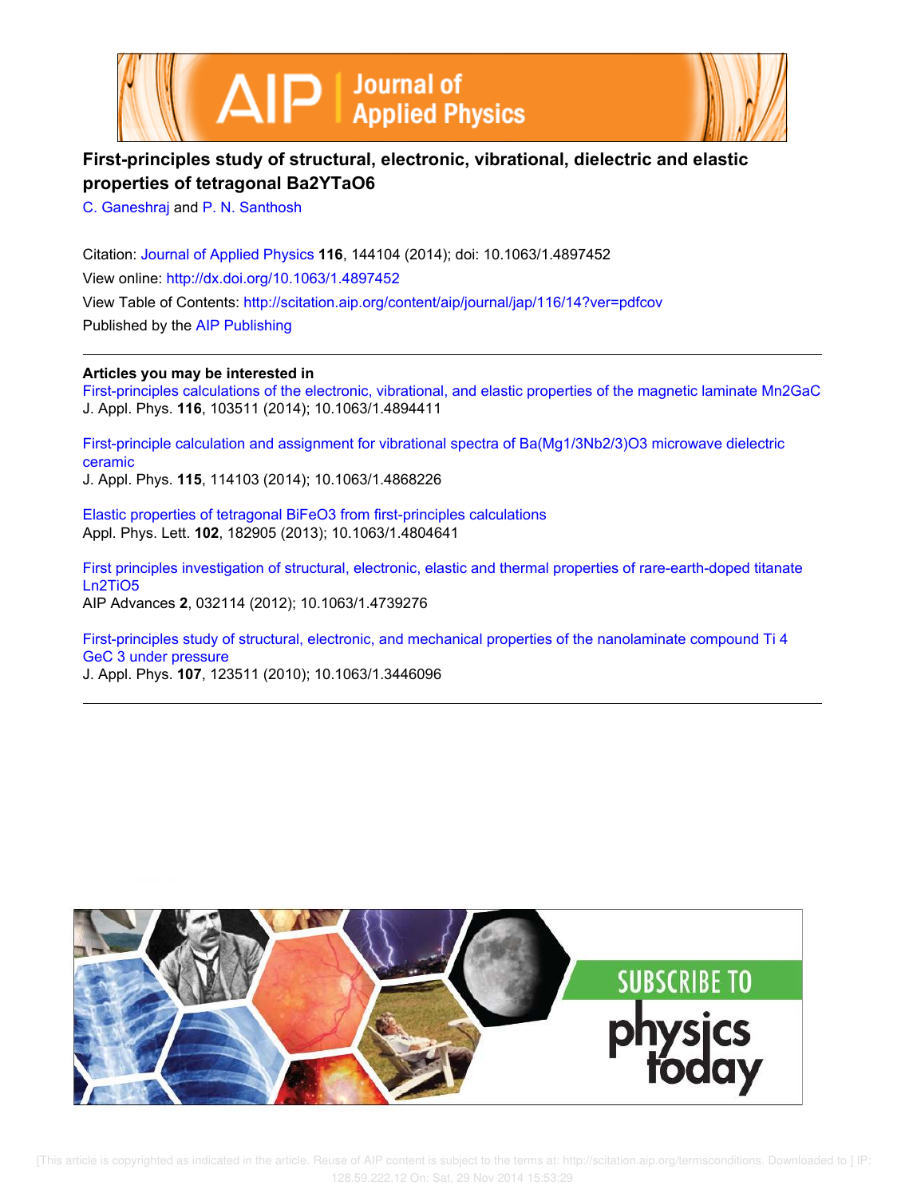# First-principles study of structural, electronic, vibrational, dielectric and elastic properties of tetragonal $Ba_2YTaO_6$

C. Ganeshraj and P. N. Santhosh

Citation: Journal of Applied Physics **116**, 144104 (2014); doi: 10.1063/1.4897452

View online: http://dx.doi.org/10.1063/1.4897452

View Table of Contents: http://scitation.aip.org/content/aip/journal/jap/116/14?ver=pdfcov

Published by the AIP Publishing

---

**Articles you may be interested in**

First-principles calculations of the electronic, vibrational, and elastic properties of the magnetic laminate $Mn_2GaC$
J. Appl. Phys. **116**, 103511 (2014); 10.1063/1.4894411

First-principle calculation and assignment for vibrational spectra of $Ba(Mg_{1/3}Nb_{2/3})O_3$ microwave dielectric ceramic
J. Appl. Phys. **115**, 114103 (2014); 10.1063/1.4868226

Elastic properties of tetragonal $BiFeO_3$ from first-principles calculations
Appl. Phys. Lett. **102**, 182905 (2013); 10.1063/1.4804641

First principles investigation of structural, electronic, elastic and thermal properties of rare-earth-doped titanate $Ln_2TiO_5$
AIP Advances **2**, 032114 (2012); 10.1063/1.4739276

First-principles study of structural, electronic, and mechanical properties of the nanolaminate compound $Ti_4GeC_3$ under pressure
J. Appl. Phys. **107**, 123511 (2010); 10.1063/1.3446096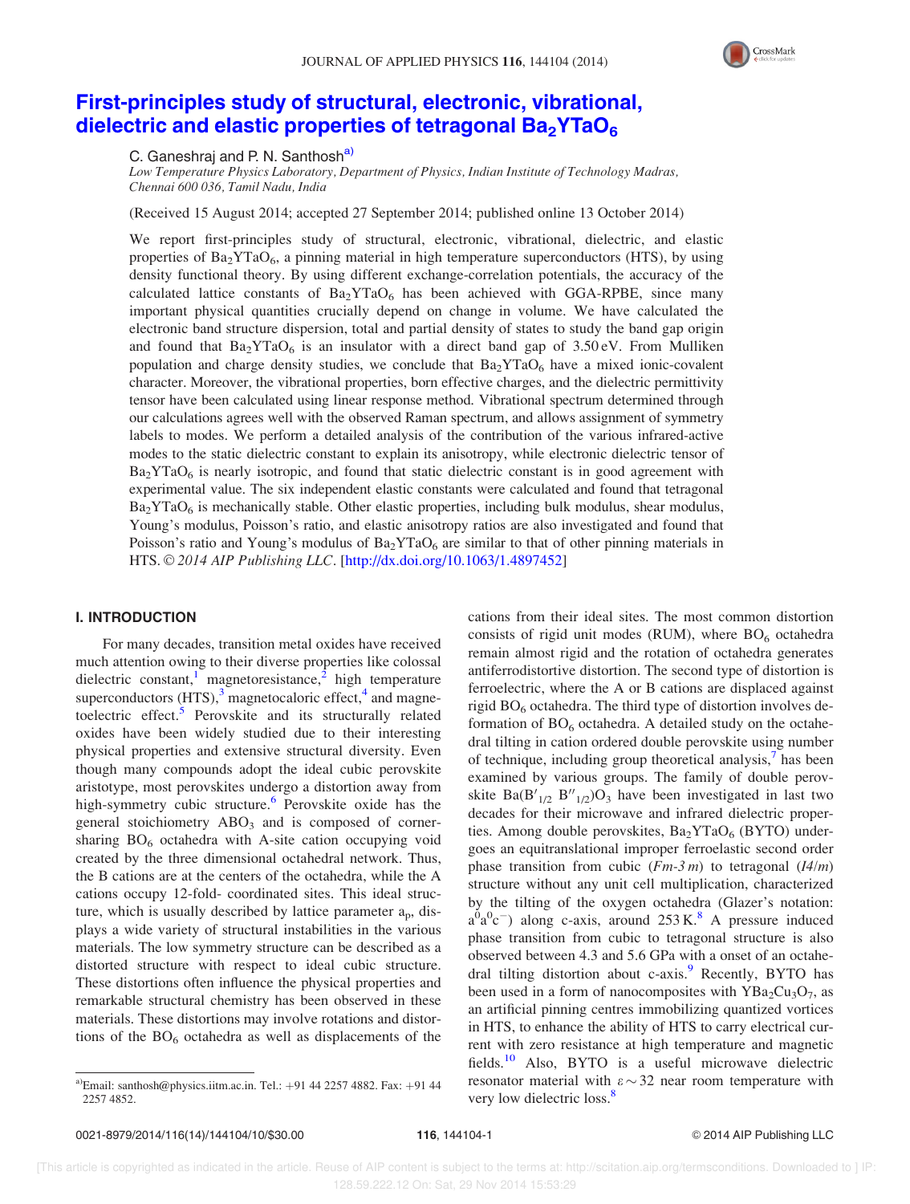# First-principles study of structural, electronic, vibrational, dielectric and elastic properties of tetragonal $Ba_2YTaO_6$

C. Ganeshraj and P. N. Santhosh[a)]

*Low Temperature Physics Laboratory, Department of Physics, Indian Institute of Technology Madras, Chennai 600 036, Tamil Nadu, India*

(Received 15 August 2014; accepted 27 September 2014; published online 13 October 2014)

We report first-principles study of structural, electronic, vibrational, dielectric, and elastic properties of $Ba_2YTaO_6$, a pinning material in high temperature superconductors (HTS), by using density functional theory. By using different exchange-correlation potentials, the accuracy of the calculated lattice constants of $Ba_2YTaO_6$ has been achieved with GGA-RPBE, since many important physical quantities crucially depend on change in volume. We have calculated the electronic band structure dispersion, total and partial density of states to study the band gap origin and found that $Ba_2YTaO_6$ is an insulator with a direct band gap of 3.50 eV. From Mulliken population and charge density studies, we conclude that $Ba_2YTaO_6$ have a mixed ionic-covalent character. Moreover, the vibrational properties, born effective charges, and the dielectric permittivity tensor have been calculated using linear response method. Vibrational spectrum determined through our calculations agrees well with the observed Raman spectrum, and allows assignment of symmetry labels to modes. We perform a detailed analysis of the contribution of the various infrared-active modes to the static dielectric constant to explain its anisotropy, while electronic dielectric tensor of $Ba_2YTaO_6$ is nearly isotropic, and found that static dielectric constant is in good agreement with experimental value. The six independent elastic constants were calculated and found that tetragonal $Ba_2YTaO_6$ is mechanically stable. Other elastic properties, including bulk modulus, shear modulus, Young's modulus, Poisson's ratio, and elastic anisotropy ratios are also investigated and found that Poisson's ratio and Young's modulus of $Ba_2YTaO_6$ are similar to that of other pinning materials in HTS. © *2014 AIP Publishing LLC*. [http://dx.doi.org/10.1063/1.4897452]

## I. INTRODUCTION

For many decades, transition metal oxides have received much attention owing to their diverse properties like colossal dielectric constant,[1] magnetoresistance,[2] high temperature superconductors (HTS),[3] magnetocaloric effect,[4] and magnetoelectric effect.[5] Perovskite and its structurally related oxides have been widely studied due to their interesting physical properties and extensive structural diversity. Even though many compounds adopt the ideal cubic perovskite aristotype, most perovskites undergo a distortion away from high-symmetry cubic structure.[6] Perovskite oxide has the general stoichiometry $ABO_3$ and is composed of corner-sharing $BO_6$ octahedra with A-site cation occupying void created by the three dimensional octahedral network. Thus, the B cations are at the centers of the octahedra, while the A cations occupy 12-fold- coordinated sites. This ideal structure, which is usually described by lattice parameter $a_p$, displays a wide variety of structural instabilities in the various materials. The low symmetry structure can be described as a distorted structure with respect to ideal cubic structure. These distortions often influence the physical properties and remarkable structural chemistry has been observed in these materials. These distortions may involve rotations and distortions of the $BO_6$ octahedra as well as displacements of the cations from their ideal sites. The most common distortion consists of rigid unit modes (RUM), where $BO_6$ octahedra remain almost rigid and the rotation of octahedra generates antiferrodistortive distortion. The second type of distortion is ferroelectric, where the A or B cations are displaced against rigid $BO_6$ octahedra. The third type of distortion involves deformation of $BO_6$ octahedra. A detailed study on the octahedral tilting in cation ordered double perovskite using number of technique, including group theoretical analysis,[7] has been examined by various groups. The family of double perovskite $Ba(B'_{1/2}\ B''_{1/2})O_3$ have been investigated in last two decades for their microwave and infrared dielectric properties. Among double perovskites, $Ba_2YTaO_6$ (BYTO) undergoes an equitranslational improper ferroelastic second order phase transition from cubic ($Fm\text{-}3m$) to tetragonal ($I4/m$) structure without any unit cell multiplication, characterized by the tilting of the oxygen octahedra (Glazer's notation: $a^0a^0c^-$) along c-axis, around 253 K.[8] A pressure induced phase transition from cubic to tetragonal structure is also observed between 4.3 and 5.6 GPa with a onset of an octahedral tilting distortion about c-axis.[9] Recently, BYTO has been used in a form of nanocomposites with $YBa_2Cu_3O_7$, as an artificial pinning centres immobilizing quantized vortices in HTS, to enhance the ability of HTS to carry electrical current with zero resistance at high temperature and magnetic fields.[10] Also, BYTO is a useful microwave dielectric resonator material with $\varepsilon \sim 32$ near room temperature with very low dielectric loss.[8]

[a)]Email: santhosh@physics.iitm.ac.in. Tel.: +91 44 2257 4882. Fax: +91 44 2257 4852.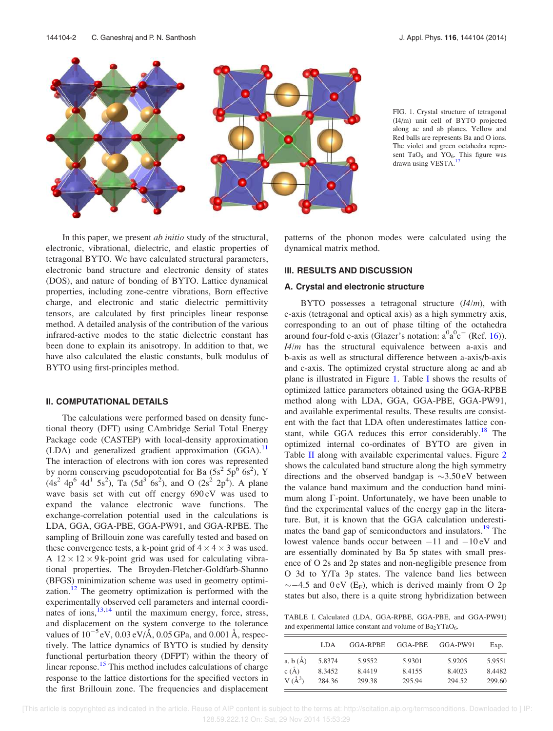FIG. 1. Crystal structure of tetragonal (I4/m) unit cell of BYTO projected along ac and ab planes. Yellow and Red balls are represents Ba and O ions. The violet and green octahedra represent $TaO_6$ and $YO_6$. This figure was drawn using VESTA.[17]

In this paper, we present *ab initio* study of the structural, electronic, vibrational, dielectric, and elastic properties of tetragonal BYTO. We have calculated structural parameters, electronic band structure and electronic density of states (DOS), and nature of bonding of BYTO. Lattice dynamical properties, including zone-centre vibrations, Born effective charge, and electronic and static dielectric permittivity tensors, are calculated by first principles linear response method. A detailed analysis of the contribution of the various infrared-active modes to the static dielectric constant has been done to explain its anisotropy. In addition to that, we have also calculated the elastic constants, bulk modulus of BYTO using first-principles method.

## II. COMPUTATIONAL DETAILS

The calculations were performed based on density functional theory (DFT) using CAmbridge Serial Total Energy Package code (CASTEP) with local-density approximation (LDA) and generalized gradient approximation (GGA).[11] The interaction of electrons with ion cores was represented by norm conserving pseudopotential for Ba ($5s^2$ $5p^6$ $6s^2$), Y ($4s^2$ $4p^6$ $4d^1$ $5s^2$), Ta ($5d^3$ $6s^2$), and O ($2s^2$ $2p^4$). A plane wave basis set with cut off energy 690 eV was used to expand the valance electronic wave functions. The exchange-correlation potential used in the calculations is LDA, GGA, GGA-PBE, GGA-PW91, and GGA-RPBE. The sampling of Brillouin zone was carefully tested and based on these convergence tests, a k-point grid of $4 \times 4 \times 3$ was used. A $12 \times 12 \times 9$ k-point grid was used for calculating vibrational properties. The Broyden-Fletcher-Goldfarb-Shanno (BFGS) minimization scheme was used in geometry optimization.[12] The geometry optimization is performed with the experimentally observed cell parameters and internal coordinates of ions,[13,14] until the maximum energy, force, stress, and displacement on the system converge to the tolerance values of $10^{-5}$ eV, 0.03 eV/Å, 0.05 GPa, and 0.001 Å, respectively. The lattice dynamics of BYTO is studied by density functional perturbation theory (DFPT) within the theory of linear reponse.[15] This method includes calculations of charge response to the lattice distortions for the specified vectors in the first Brillouin zone. The frequencies and displacement patterns of the phonon modes were calculated using the dynamical matrix method.

## III. RESULTS AND DISCUSSION

### A. Crystal and electronic structure

BYTO possesses a tetragonal structure (*I4/m*), with c-axis (tetragonal and optical axis) as a high symmetry axis, corresponding to an out of phase tilting of the octahedra around four-fold c-axis (Glazer's notation: $a^0a^0c^-$ (Ref. 16)). *I4/m* has the structural equivalence between a-axis and b-axis as well as structural difference between a-axis/b-axis and c-axis. The optimized crystal structure along ac and ab plane is illustrated in Figure 1. Table I shows the results of optimized lattice parameters obtained using the GGA-RPBE method along with LDA, GGA, GGA-PBE, GGA-PW91, and available experimental results. These results are consistent with the fact that LDA often underestimates lattice constant, while GGA reduces this error considerably.[18] The optimized internal co-ordinates of BYTO are given in Table II along with available experimental values. Figure 2 shows the calculated band structure along the high symmetry directions and the observed bandgap is ~3.50 eV between the valance band maximum and the conduction band minimum along Γ-point. Unfortunately, we have been unable to find the experimental values of the energy gap in the literature. But, it is known that the GGA calculation underestimates the band gap of semiconductors and insulators.[19] The lowest valence bands occur between −11 and −10 eV and are essentially dominated by Ba 5p states with small presence of O 2s and 2p states and non-negligible presence from O 3d to Y/Ta 3p states. The valence band lies between ~−4.5 and 0 eV ($E_F$), which is derived mainly from O 2p states but also, there is a quite strong hybridization between

TABLE I. Calculated (LDA, GGA-RPBE, GGA-PBE, and GGA-PW91) and experimental lattice constant and volume of $Ba_2YTaO_6$.

| | LDA | GGA-RPBE | GGA-PBE | GGA-PW91 | Exp. |
|---|---|---|---|---|---|
| a, b (Å) | 5.8374 | 5.9552 | 5.9301 | 5.9205 | 5.9551 |
| c (Å) | 8.3452 | 8.4419 | 8.4155 | 8.4023 | 8.4482 |
| V ($Å^3$) | 284.36 | 299.38 | 295.94 | 294.52 | 299.60 |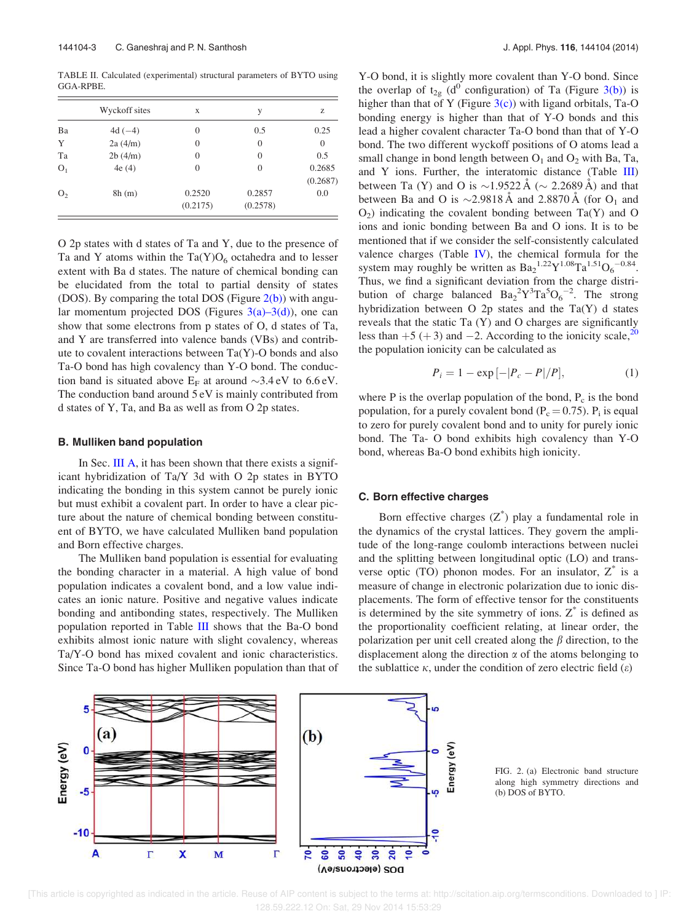TABLE II. Calculated (experimental) structural parameters of BYTO using GGA-RPBE.

| | Wyckoff sites | x | y | z |
|---|---|---|---|---|
| Ba | 4d (−4) | 0 | 0.5 | 0.25 |
| Y | 2a (4/m) | 0 | 0 | 0 |
| Ta | 2b (4/m) | 0 | 0 | 0.5 |
| $O_1$ | 4e (4) | 0 | 0 | 0.2685 (0.2687) |
| $O_2$ | 8h (m) | 0.2520 (0.2175) | 0.2857 (0.2578) | 0.0 |

O 2p states with d states of Ta and Y, due to the presence of Ta and Y atoms within the $Ta(Y)O_6$ octahedra and to lesser extent with Ba d states. The nature of chemical bonding can be elucidated from the total to partial density of states (DOS). By comparing the total DOS (Figure 2(b)) with angular momentum projected DOS (Figures 3(a)–3(d)), one can show that some electrons from p states of O, d states of Ta, and Y are transferred into valence bands (VBs) and contribute to covalent interactions between Ta(Y)-O bonds and also Ta-O bond has high covalency than Y-O bond. The conduction band is situated above $E_F$ at around ∼3.4 eV to 6.6 eV. The conduction band around 5 eV is mainly contributed from d states of Y, Ta, and Ba as well as from O 2p states.

### B. Mulliken band population

In Sec. III A, it has been shown that there exists a significant hybridization of Ta/Y 3d with O 2p states in BYTO indicating the bonding in this system cannot be purely ionic but must exhibit a covalent part. In order to have a clear picture about the nature of chemical bonding between constituent of BYTO, we have calculated Mulliken band population and Born effective charges.

The Mulliken band population is essential for evaluating the bonding character in a material. A high value of bond population indicates a covalent bond, and a low value indicates an ionic nature. Positive and negative values indicate bonding and antibonding states, respectively. The Mulliken population reported in Table III shows that the Ba-O bond exhibits almost ionic nature with slight covalency, whereas Ta/Y-O bond has mixed covalent and ionic characteristics. Since Ta-O bond has higher Mulliken population than that of Y-O bond, it is slightly more covalent than Y-O bond. Since the overlap of $t_{2g}$ ($d^0$ configuration) of Ta (Figure 3(b)) is higher than that of Y (Figure 3(c)) with ligand orbitals, Ta-O bonding energy is higher than that of Y-O bonds and this lead a higher covalent character Ta-O bond than that of Y-O bond. The two different wyckoff positions of O atoms lead a small change in bond length between $O_1$ and $O_2$ with Ba, Ta, and Y ions. Further, the interatomic distance (Table III) between Ta (Y) and O is ∼1.9522 Å (∼ 2.2689 Å) and that between Ba and O is ∼2.9818 Å and 2.8870 Å (for $O_1$ and $O_2$) indicating the covalent bonding between Ta(Y) and O ions and ionic bonding between Ba and O ions. It is to be mentioned that if we consider the self-consistently calculated valence charges (Table IV), the chemical formula for the system may roughly be written as $Ba_2^{1.22}Y^{1.08}Ta^{1.51}O_6^{-0.84}$. Thus, we find a significant deviation from the charge distribution of charge balanced $Ba_2^{2}Y^{3}Ta^{5}O_6^{-2}$. The strong hybridization between O 2p states and the Ta(Y) d states reveals that the static Ta (Y) and O charges are significantly less than +5 (+3) and −2. According to the ionicity scale,[20] the population ionicity can be calculated as

$$P_i = 1 - \exp\left[-|P_c - P|/P\right], \tag{1}$$

where P is the overlap population of the bond, $P_c$ is the bond population, for a purely covalent bond ($P_c = 0.75$). $P_i$ is equal to zero for purely covalent bond and to unity for purely ionic bond. The Ta- O bond exhibits high covalency than Y-O bond, whereas Ba-O bond exhibits high ionicity.

### C. Born effective charges

Born effective charges ($Z^*$) play a fundamental role in the dynamics of the crystal lattices. They govern the amplitude of the long-range coulomb interactions between nuclei and the splitting between longitudinal optic (LO) and transverse optic (TO) phonon modes. For an insulator, $Z^*$ is a measure of change in electronic polarization due to ionic displacements. The form of effective tensor for the constituents is determined by the site symmetry of ions. $Z^*$ is defined as the proportionality coefficient relating, at linear order, the polarization per unit cell created along the $\beta$ direction, to the displacement along the direction $\alpha$ of the atoms belonging to the sublattice $\kappa$, under the condition of zero electric field ($\varepsilon$)

FIG. 2. (a) Electronic band structure along high symmetry directions and (b) DOS of BYTO.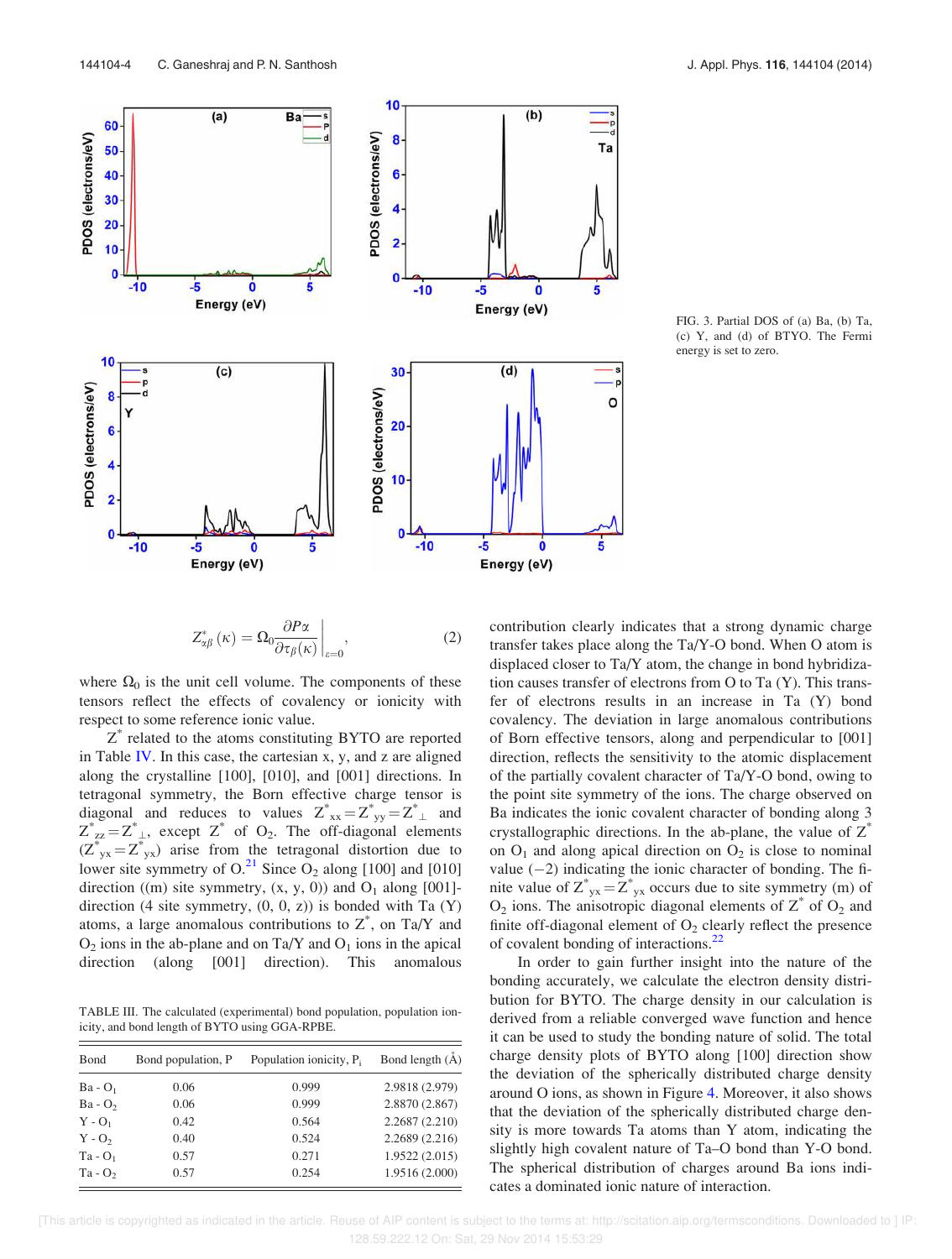FIG. 3. Partial DOS of (a) Ba, (b) Ta, (c) Y, and (d) of BTYO. The Fermi energy is set to zero.

$$Z^*_{\alpha\beta}(\kappa) = \Omega_0 \frac{\partial P\alpha}{\partial \tau_\beta(\kappa)}\bigg|_{\varepsilon=0}, \tag{2}$$

where $\Omega_0$ is the unit cell volume. The components of these tensors reflect the effects of covalency or ionicity with respect to some reference ionic value.

$Z^*$ related to the atoms constituting BYTO are reported in Table IV. In this case, the cartesian x, y, and z are aligned along the crystalline [100], [010], and [001] directions. In tetragonal symmetry, the Born effective charge tensor is diagonal and reduces to values $Z^*_{xx} = Z^*_{yy} = Z^*_{\perp}$ and $Z^*_{zz} = Z^*_{\perp}$, except $Z^*$ of $O_2$. The off-diagonal elements ($Z^*_{yx} = Z^*_{yx}$) arise from the tetragonal distortion due to lower site symmetry of O.[21] Since $O_2$ along [100] and [010] direction ((m) site symmetry, (x, y, 0)) and $O_1$ along [001]-direction (4 site symmetry, (0, 0, z)) is bonded with Ta (Y) atoms, a large anomalous contributions to $Z^*$, on Ta/Y and $O_2$ ions in the ab-plane and on Ta/Y and $O_1$ ions in the apical direction (along [001] direction). This anomalous contribution clearly indicates that a strong dynamic charge transfer takes place along the Ta/Y-O bond. When O atom is displaced closer to Ta/Y atom, the change in bond hybridization causes transfer of electrons from O to Ta (Y). This transfer of electrons results in an increase in Ta (Y) bond covalency. The deviation in large anomalous contributions of Born effective tensors, along and perpendicular to [001] direction, reflects the sensitivity to the atomic displacement of the partially covalent character of Ta/Y-O bond, owing to the point site symmetry of the ions. The charge observed on Ba indicates the ionic covalent character of bonding along 3 crystallographic directions. In the ab-plane, the value of $Z^*$ on $O_1$ and along apical direction on $O_2$ is close to nominal value ($-2$) indicating the ionic character of bonding. The finite value of $Z^*_{yx} = Z^*_{yx}$ occurs due to site symmetry (m) of $O_2$ ions. The anisotropic diagonal elements of $Z^*$ of $O_2$ and finite off-diagonal element of $O_2$ clearly reflect the presence of covalent bonding of interactions.[22]

TABLE III. The calculated (experimental) bond population, population ionicity, and bond length of BYTO using GGA-RPBE.

| Bond | Bond population, P | Population ionicity, $P_i$ | Bond length (Å) |
|---|---|---|---|
| Ba - $O_1$ | 0.06 | 0.999 | 2.9818 (2.979) |
| Ba - $O_2$ | 0.06 | 0.999 | 2.8870 (2.867) |
| Y - $O_1$ | 0.42 | 0.564 | 2.2687 (2.210) |
| Y - $O_2$ | 0.40 | 0.524 | 2.2689 (2.216) |
| Ta - $O_1$ | 0.57 | 0.271 | 1.9522 (2.015) |
| Ta - $O_2$ | 0.57 | 0.254 | 1.9516 (2.000) |

In order to gain further insight into the nature of the bonding accurately, we calculate the electron density distribution for BYTO. The charge density in our calculation is derived from a reliable converged wave function and hence it can be used to study the bonding nature of solid. The total charge density plots of BYTO along [100] direction show the deviation of the spherically distributed charge density around O ions, as shown in Figure 4. Moreover, it also shows that the deviation of the spherically distributed charge density is more towards Ta atoms than Y atom, indicating the slightly high covalent nature of Ta–O bond than Y-O bond. The spherical distribution of charges around Ba ions indicates a dominated ionic nature of interaction.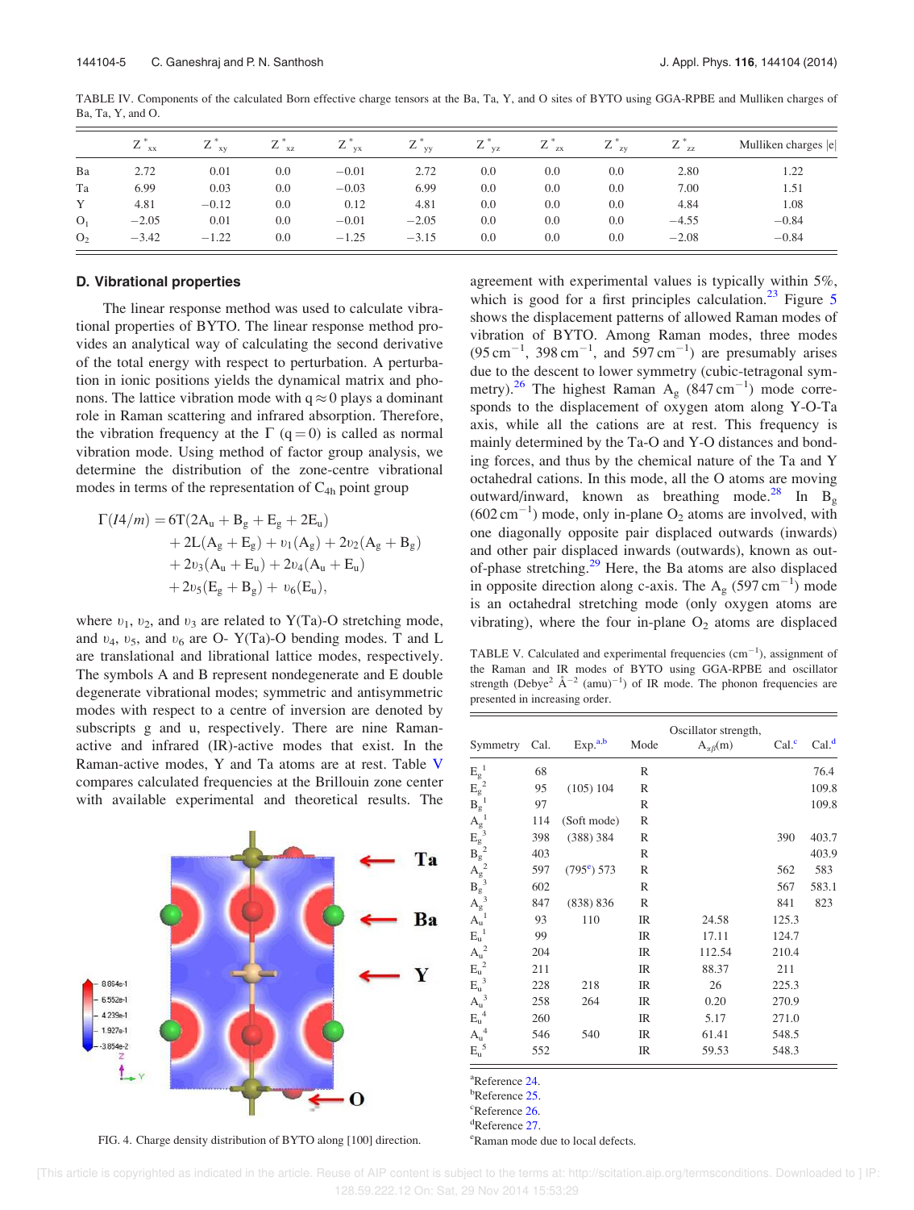TABLE IV. Components of the calculated Born effective charge tensors at the Ba, Ta, Y, and O sites of BYTO using GGA-RPBE and Mulliken charges of Ba, Ta, Y, and O.

| | $Z^*_{xx}$ | $Z^*_{xy}$ | $Z^*_{xz}$ | $Z^*_{yx}$ | $Z^*_{yy}$ | $Z^*_{yz}$ | $Z^*_{zx}$ | $Z^*_{zy}$ | $Z^*_{zz}$ | Mulliken charges \|e\| |
|---|---|---|---|---|---|---|---|---|---|---|
| Ba | 2.72 | 0.01 | 0.0 | −0.01 | 2.72 | 0.0 | 0.0 | 0.0 | 2.80 | 1.22 |
| Ta | 6.99 | 0.03 | 0.0 | −0.03 | 6.99 | 0.0 | 0.0 | 0.0 | 7.00 | 1.51 |
| Y | 4.81 | −0.12 | 0.0 | 0.12 | 4.81 | 0.0 | 0.0 | 0.0 | 4.84 | 1.08 |
| $O_1$ | −2.05 | 0.01 | 0.0 | −0.01 | −2.05 | 0.0 | 0.0 | 0.0 | −4.55 | −0.84 |
| $O_2$ | −3.42 | −1.22 | 0.0 | −1.25 | −3.15 | 0.0 | 0.0 | 0.0 | −2.08 | −0.84 |

### D. Vibrational properties

The linear response method was used to calculate vibrational properties of BYTO. The linear response method provides an analytical way of calculating the second derivative of the total energy with respect to perturbation. A perturbation in ionic positions yields the dynamical matrix and phonons. The lattice vibration mode with $q \approx 0$ plays a dominant role in Raman scattering and infrared absorption. Therefore, the vibration frequency at the $\Gamma$ $(q = 0)$ is called as normal vibration mode. Using method of factor group analysis, we determine the distribution of the zone-centre vibrational modes in terms of the representation of $C_{4h}$ point group

$$\begin{aligned}\Gamma(I4/m) = {} & 6T(2A_u + B_g + E_g + 2E_u) \\ & + 2L(A_g + E_g) + \upsilon_1(A_g) + 2\upsilon_2(A_g + B_g) \\ & + 2\upsilon_3(A_u + E_u) + 2\upsilon_4(A_u + E_u) \\ & + 2\upsilon_5(E_g + B_g) + \upsilon_6(E_u),\end{aligned}$$

where $\upsilon_1$, $\upsilon_2$, and $\upsilon_3$ are related to Y(Ta)-O stretching mode, and $\upsilon_4$, $\upsilon_5$, and $\upsilon_6$ are O- Y(Ta)-O bending modes. T and L are translational and librational lattice modes, respectively. The symbols A and B represent nondegenerate and E double degenerate vibrational modes; symmetric and antisymmetric modes with respect to a centre of inversion are denoted by subscripts g and u, respectively. There are nine Raman-active and infrared (IR)-active modes that exist. In the Raman-active modes, Y and Ta atoms are at rest. Table V compares calculated frequencies at the Brillouin zone center with available experimental and theoretical results. The agreement with experimental values is typically within 5%, which is good for a first principles calculation.[23] Figure 5 shows the displacement patterns of allowed Raman modes of vibration of BYTO. Among Raman modes, three modes ($95\,cm^{-1}$, $398\,cm^{-1}$, and $597\,cm^{-1}$) are presumably arises due to the descent to lower symmetry (cubic-tetragonal symmetry).[26] The highest Raman $A_g$ ($847\,cm^{-1}$) mode corresponds to the displacement of oxygen atom along Y-O-Ta axis, while all the cations are at rest. This frequency is mainly determined by the Ta-O and Y-O distances and bonding forces, and thus by the chemical nature of the Ta and Y octahedral cations. In this mode, all the O atoms are moving outward/inward, known as breathing mode.[28] In $B_g$ ($602\,cm^{-1}$) mode, only in-plane $O_2$ atoms are involved, with one diagonally opposite pair displaced outwards (inwards) and other pair displaced inwards (outwards), known as out-of-phase stretching.[29] Here, the Ba atoms are also displaced in opposite direction along c-axis. The $A_g$ ($597\,cm^{-1}$) mode is an octahedral stretching mode (only oxygen atoms are vibrating), where the four in-plane $O_2$ atoms are displaced

FIG. 4. Charge density distribution of BYTO along [100] direction.

TABLE V. Calculated and experimental frequencies ($cm^{-1}$), assignment of the Raman and IR modes of BYTO using GGA-RPBE and oscillator strength ($Debye^2$ $Å^{-2}$ $(amu)^{-1}$) of IR mode. The phonon frequencies are presented in increasing order.

| Symmetry | Cal. | Exp.[a,b] | Mode | Oscillator strength, $A_{\alpha\beta}(m)$ | Cal.[c] | Cal.[d] |
|---|---|---|---|---|---|---|
| $E_g^1$ | 68 | | R | | | 76.4 |
| $E_g^2$ | 95 | (105) 104 | R | | | 109.8 |
| $B_g^1$ | 97 | | R | | | 109.8 |
| $A_g^1$ | 114 | (Soft mode) | R | | | |
| $E_g^3$ | 398 | (388) 384 | R | | 390 | 403.7 |
| $B_g^2$ | 403 | | R | | | 403.9 |
| $A_g^2$ | 597 | (795[e]) 573 | R | | 562 | 583 |
| $B_g^3$ | 602 | | R | | 567 | 583.1 |
| $A_g^3$ | 847 | (838) 836 | R | | 841 | 823 |
| $A_u^1$ | 93 | 110 | IR | 24.58 | 125.3 | |
| $E_u^1$ | 99 | | IR | 17.11 | 124.7 | |
| $A_u^2$ | 204 | | IR | 112.54 | 210.4 | |
| $E_u^2$ | 211 | | IR | 88.37 | 211 | |
| $E_u^3$ | 228 | 218 | IR | 26 | 225.3 | |
| $A_u^3$ | 258 | 264 | IR | 0.20 | 270.9 | |
| $E_u^4$ | 260 | | IR | 5.17 | 271.0 | |
| $A_u^4$ | 546 | 540 | IR | 61.41 | 548.5 | |
| $E_u^5$ | 552 | | IR | 59.53 | 548.3 | |

[a]Reference 24.
[b]Reference 25.
[c]Reference 26.
[d]Reference 27.
[e]Raman mode due to local defects.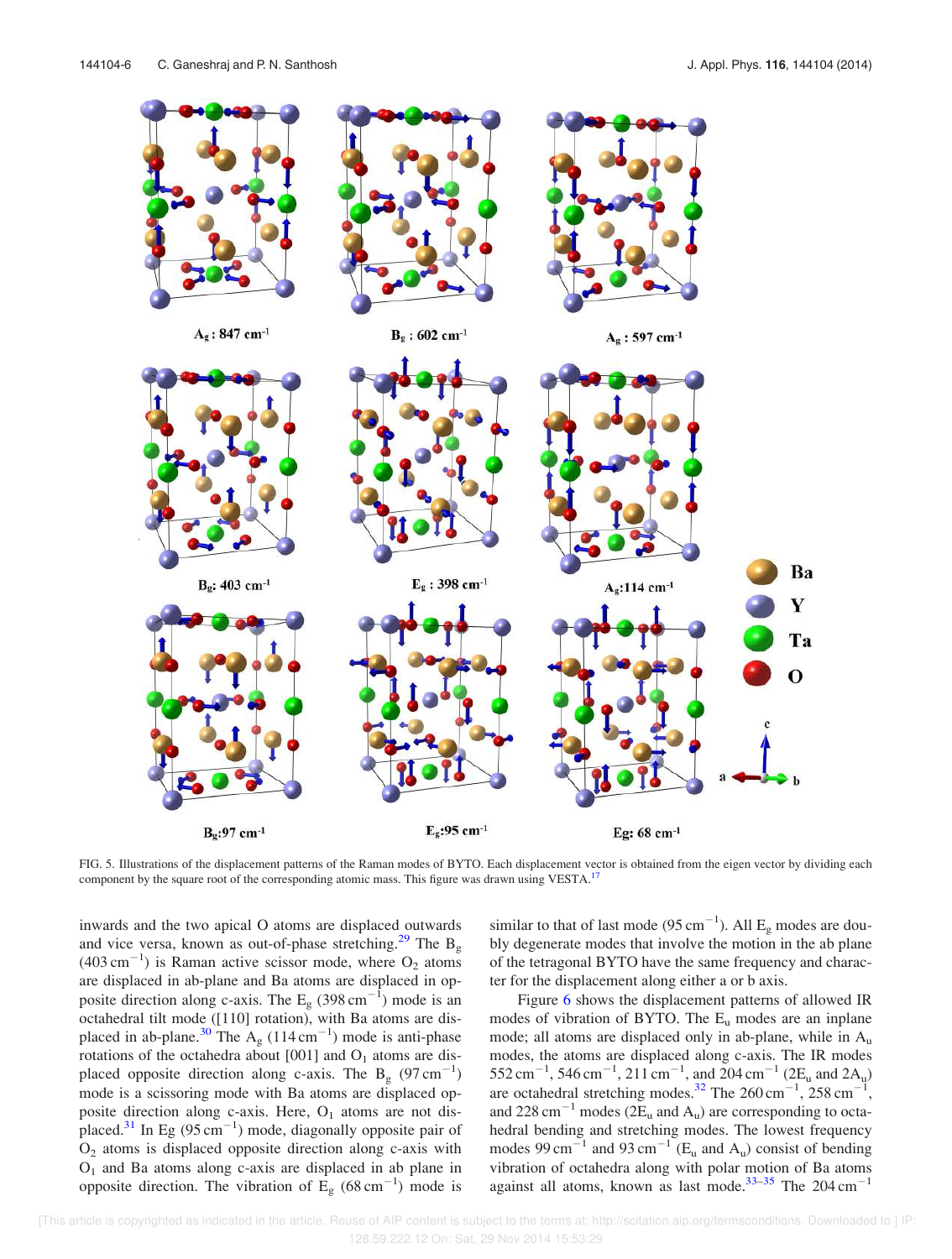FIG. 5. Illustrations of the displacement patterns of the Raman modes of BYTO. Each displacement vector is obtained from the eigen vector by dividing each component by the square root of the corresponding atomic mass. This figure was drawn using VESTA.[17]

inwards and the two apical O atoms are displaced outwards and vice versa, known as out-of-phase stretching.[29] The $B_g$ ($403\,cm^{-1}$) is Raman active scissor mode, where $O_2$ atoms are displaced in ab-plane and Ba atoms are displaced in opposite direction along c-axis. The $E_g$ ($398\,cm^{-1}$) mode is an octahedral tilt mode ([110] rotation), with Ba atoms are displaced in ab-plane.[30] The $A_g$ ($114\,cm^{-1}$) mode is anti-phase rotations of the octahedra about [001] and $O_1$ atoms are displaced opposite direction along c-axis. The $B_g$ ($97\,cm^{-1}$) mode is a scissoring mode with Ba atoms are displaced opposite direction along c-axis. Here, $O_1$ atoms are not displaced.[31] In Eg ($95\,cm^{-1}$) mode, diagonally opposite pair of $O_2$ atoms is displaced opposite direction along c-axis with $O_1$ and Ba atoms along c-axis are displaced in ab plane in opposite direction. The vibration of $E_g$ ($68\,cm^{-1}$) mode is similar to that of last mode ($95\,cm^{-1}$). All $E_g$ modes are doubly degenerate modes that involve the motion in the ab plane of the tetragonal BYTO have the same frequency and character for the displacement along either a or b axis.

Figure 6 shows the displacement patterns of allowed IR modes of vibration of BYTO. The $E_u$ modes are an inplane mode; all atoms are displaced only in ab-plane, while in $A_u$ modes, the atoms are displaced along c-axis. The IR modes $552\,cm^{-1}$, $546\,cm^{-1}$, $211\,cm^{-1}$, and $204\,cm^{-1}$ ($2E_u$ and $2A_u$) are octahedral stretching modes.[32] The $260\,cm^{-1}$, $258\,cm^{-1}$, and $228\,cm^{-1}$ modes ($2E_u$ and $A_u$) are corresponding to octahedral bending and stretching modes. The lowest frequency modes $99\,cm^{-1}$ and $93\,cm^{-1}$ ($E_u$ and $A_u$) consist of bending vibration of octahedra along with polar motion of Ba atoms against all atoms, known as last mode.[33–35] The $204\,cm^{-1}$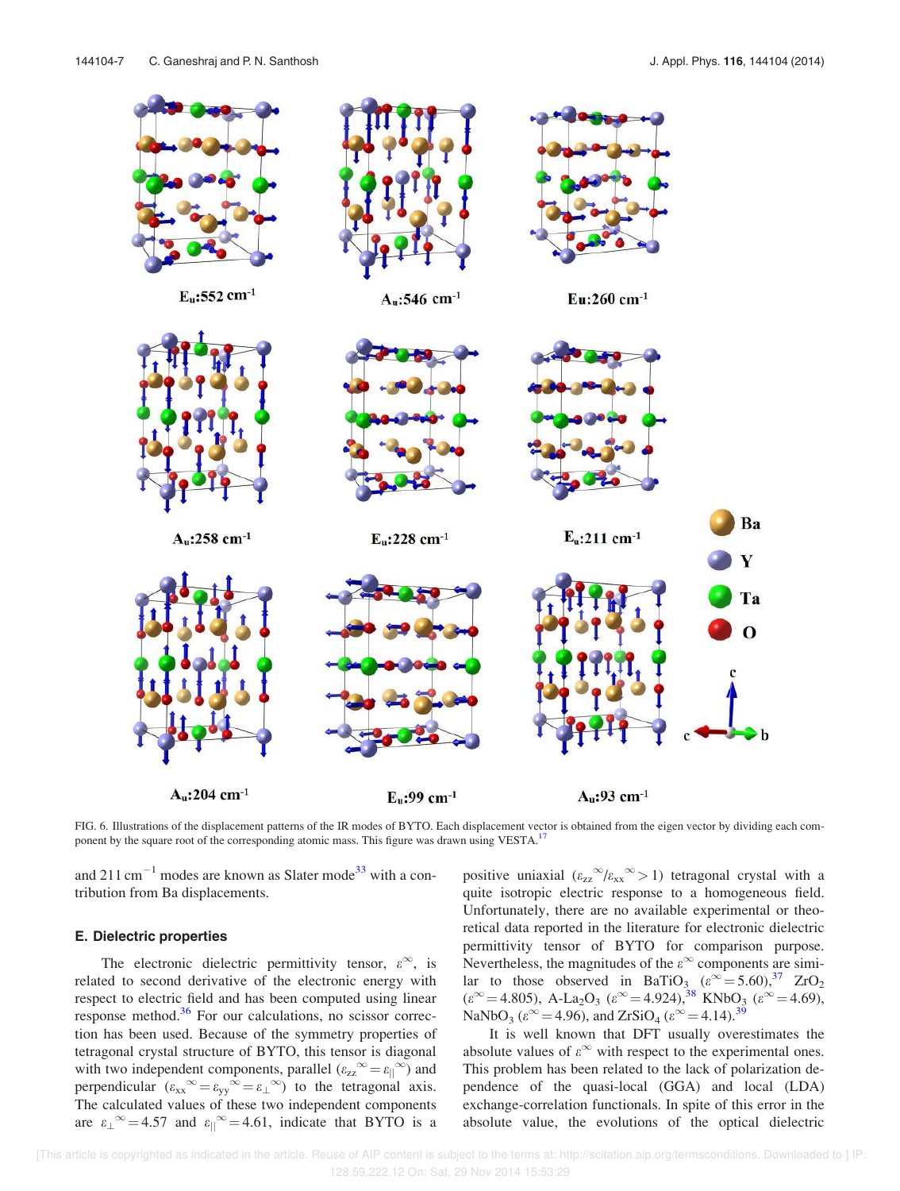FIG. 6. Illustrations of the displacement patterns of the IR modes of BYTO. Each displacement vector is obtained from the eigen vector by dividing each component by the square root of the corresponding atomic mass. This figure was drawn using VESTA.[17]

and 211 cm$^{-1}$ modes are known as Slater mode[33] with a contribution from Ba displacements.

### E. Dielectric properties

The electronic dielectric permittivity tensor, $\varepsilon^{\infty}$, is related to second derivative of the electronic energy with respect to electric field and has been computed using linear response method.[36] For our calculations, no scissor correction has been used. Because of the symmetry properties of tetragonal crystal structure of BYTO, this tensor is diagonal with two independent components, parallel ($\varepsilon_{zz}^{\infty} = \varepsilon_{\parallel}^{\infty}$) and perpendicular ($\varepsilon_{xx}^{\infty} = \varepsilon_{yy}^{\infty} = \varepsilon_{\perp}^{\infty}$) to the tetragonal axis. The calculated values of these two independent components are $\varepsilon_{\perp}^{\infty} = 4.57$ and $\varepsilon_{\parallel}^{\infty} = 4.61$, indicate that BYTO is a positive uniaxial ($\varepsilon_{zz}^{\infty}/\varepsilon_{xx}^{\infty} > 1$) tetragonal crystal with a quite isotropic electric response to a homogeneous field. Unfortunately, there are no available experimental or theoretical data reported in the literature for electronic dielectric permittivity tensor of BYTO for comparison purpose. Nevertheless, the magnitudes of the $\varepsilon^{\infty}$ components are similar to those observed in $BaTiO_3$ ($\varepsilon^{\infty} = 5.60$),[37] $ZrO_2$ ($\varepsilon^{\infty} = 4.805$), A-$La_2O_3$ ($\varepsilon^{\infty} = 4.924$),[38] $KNbO_3$ ($\varepsilon^{\infty} = 4.69$), $NaNbO_3$ ($\varepsilon^{\infty} = 4.96$), and $ZrSiO_4$ ($\varepsilon^{\infty} = 4.14$).[39]

It is well known that DFT usually overestimates the absolute values of $\varepsilon^{\infty}$ with respect to the experimental ones. This problem has been related to the lack of polarization dependence of the quasi-local (GGA) and local (LDA) exchange-correlation functionals. In spite of this error in the absolute value, the evolutions of the optical dielectric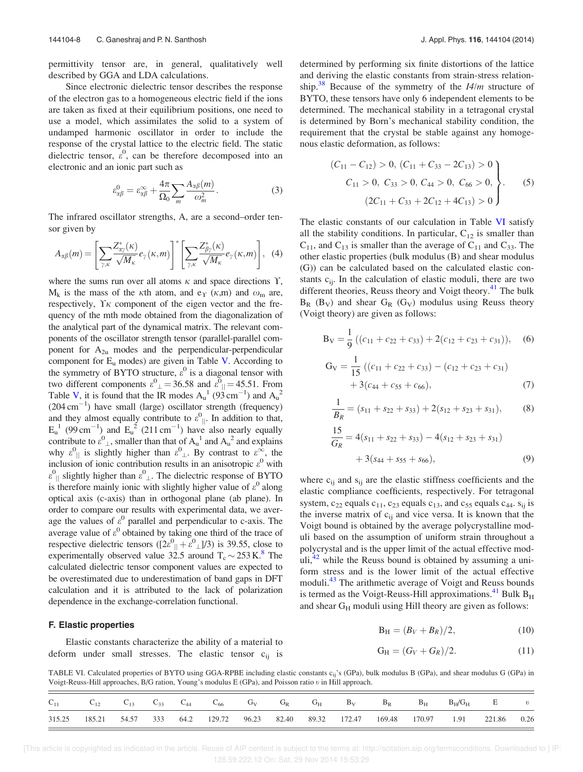permittivity tensor are, in general, qualitatively well described by GGA and LDA calculations.

Since electronic dielectric tensor describes the response of the electron gas to a homogeneous electric field if the ions are taken as fixed at their equilibrium positions, one need to use a model, which assimilates the solid to a system of undamped harmonic oscillator in order to include the response of the crystal lattice to the electric field. The static dielectric tensor, $\varepsilon^0$, can be therefore decomposed into an electronic and an ionic part such as

$$\varepsilon^0_{\alpha\beta} = \varepsilon^\infty_{\alpha\beta} + \frac{4\pi}{\Omega_0}\sum_m \frac{A_{\alpha\beta}(m)}{\omega_m^2}. \tag{3}$$

The infrared oscillator strengths, A, are a second–order tensor given by

$$A_{\alpha\beta}(m) = \left[\sum_{\gamma,\kappa} \frac{Z^*_{\alpha\gamma}(\kappa)}{\sqrt{M_\kappa}} e_\gamma(\kappa,m)\right]^* \left[\sum_{\gamma,\kappa} \frac{Z^*_{\beta\gamma}(\kappa)}{\sqrt{M_\kappa}} e_\gamma(\kappa,m)\right], \tag{4}$$

where the sums run over all atoms $\kappa$ and space directions $\Upsilon$, $M_k$ is the mass of the $\kappa$th atom, and $e_\Upsilon(\kappa,m)$ and $\omega_m$ are, respectively, $\Upsilon\kappa$ component of the eigen vector and the frequency of the mth mode obtained from the diagonalization of the analytical part of the dynamical matrix. The relevant components of the oscillator strength tensor (parallel-parallel component for $A_{2u}$ modes and the perpendicular-perpendicular component for $E_u$ modes) are given in Table V. According to the symmetry of BYTO structure, $\varepsilon^0$ is a diagonal tensor with two different components $\varepsilon^0_\perp = 36.58$ and $\varepsilon^0_{||} = 45.51$. From Table V, it is found that the IR modes $A_u^1$ (93 cm$^{-1}$) and $A_u^2$ (204 cm$^{-1}$) have small (large) oscillator strength (frequency) and they almost equally contribute to $\varepsilon^0_{||}$. In addition to that, $E_u^1$ (99 cm$^{-1}$) and $E_u^2$ (211 cm$^{-1}$) have also nearly equally contribute to $\varepsilon^0_\perp$, smaller than that of $A_u^1$ and $A_u^2$ and explains why $\varepsilon^0_{||}$ is slightly higher than $\varepsilon^0_\perp$. By contrast to $\varepsilon^\infty$, the inclusion of ionic contribution results in an anisotropic $\varepsilon^0$ with $\varepsilon^0_{||}$ slightly higher than $\varepsilon^0_\perp$. The dielectric response of BYTO is therefore mainly ionic with slightly higher value of $\varepsilon^0$ along optical axis (c-axis) than in orthogonal plane (ab plane). In order to compare our results with experimental data, we average the values of $\varepsilon^0$ parallel and perpendicular to c-axis. The average value of $\varepsilon^0$ obtained by taking one third of the trace of respective dielectric tensors ($[2\varepsilon^0_{||} + \varepsilon^0_\perp]/3$) is 39.55, close to experimentally observed value 32.5 around $T_c \sim 253$ K.[8] The calculated dielectric tensor component values are expected to be overestimated due to underestimation of band gaps in DFT calculation and it is attributed to the lack of polarization dependence in the exchange-correlation functional.

### F. Elastic properties

Elastic constants characterize the ability of a material to deform under small stresses. The elastic tensor $c_{ij}$ is determined by performing six finite distortions of the lattice and deriving the elastic constants from strain-stress relationship.[38] Because of the symmetry of the *I4/m* structure of BYTO, these tensors have only 6 independent elements to be determined. The mechanical stability in a tetragonal crystal is determined by Born's mechanical stability condition, the requirement that the crystal be stable against any homogenous elastic deformation, as follows:

$$\left.\begin{array}{c}(C_{11} - C_{12}) > 0,\ (C_{11} + C_{33} - 2C_{13}) > 0\\ C_{11} > 0,\ C_{33} > 0,\ C_{44} > 0,\ C_{66} > 0,\\ (2C_{11} + C_{33} + 2C_{12} + 4C_{13}) > 0\end{array}\right\}. \tag{5}$$

The elastic constants of our calculation in Table VI satisfy all the stability conditions. In particular, $C_{12}$ is smaller than $C_{11}$, and $C_{13}$ is smaller than the average of $C_{11}$ and $C_{33}$. The other elastic properties (bulk modulus (B) and shear modulus (G)) can be calculated based on the calculated elastic constants $c_{ij}$. In the calculation of elastic moduli, there are two different theories, Reuss theory and Voigt theory.[41] The bulk $B_R$ ($B_V$) and shear $G_R$ ($G_V$) modulus using Reuss theory (Voigt theory) are given as follows:

$$B_V = \frac{1}{9}\left((c_{11} + c_{22} + c_{33}) + 2(c_{12} + c_{23} + c_{31})\right), \tag{6}$$

$$G_V = \frac{1}{15}\left((c_{11} + c_{22} + c_{33}) - (c_{12} + c_{23} + c_{31}) + 3(c_{44} + c_{55} + c_{66}\right), \tag{7}$$

$$\frac{1}{B_R} = (s_{11} + s_{22} + s_{33}) + 2(s_{12} + s_{23} + s_{31}), \tag{8}$$

$$\frac{15}{G_R} = 4(s_{11} + s_{22} + s_{33}) - 4(s_{12} + s_{23} + s_{31}) + 3(s_{44} + s_{55} + s_{66}), \tag{9}$$

where $c_{ij}$ and $s_{ij}$ are the elastic stiffness coefficients and the elastic compliance coefficients, respectively. For tetragonal system, $c_{22}$ equals $c_{11}$, $c_{23}$ equals $c_{13}$, and $c_{55}$ equals $c_{44}$. $s_{ij}$ is the inverse matrix of $c_{ij}$ and vice versa. It is known that the Voigt bound is obtained by the average polycrystalline moduli based on the assumption of uniform strain throughout a polycrystal and is the upper limit of the actual effective moduli,[42] while the Reuss bound is obtained by assuming a uniform stress and is the lower limit of the actual effective moduli.[43] The arithmetic average of Voigt and Reuss bounds is termed as the Voigt-Reuss-Hill approximations.[41] Bulk $B_H$ and shear $G_H$ moduli using Hill theory are given as follows:

$$B_H = (B_V + B_R)/2, \tag{10}$$

$$G_H = (G_V + G_R)/2. \tag{11}$$

TABLE VI. Calculated properties of BYTO using GGA-RPBE including elastic constants $c_{ij}$'s (GPa), bulk modulus B (GPa), and shear modulus G (GPa) in Voigt-Reuss-Hill approaches, B/G ration, Young's modulus E (GPa), and Poisson ratio $\upsilon$ in Hill approach.

| $C_{11}$ | $C_{12}$ | $C_{13}$ | $C_{33}$ | $C_{44}$ | $C_{66}$ | $G_V$ | $G_R$ | $G_H$ | $B_V$ | $B_R$ | $B_H$ | $B_H/G_H$ | E | $\upsilon$ |
|---|---|---|---|---|---|---|---|---|---|---|---|---|---|---|
| 315.25 | 185.21 | 54.57 | 333 | 64.2 | 129.72 | 96.23 | 82.40 | 89.32 | 172.47 | 169.48 | 170.97 | 1.91 | 221.86 | 0.26 |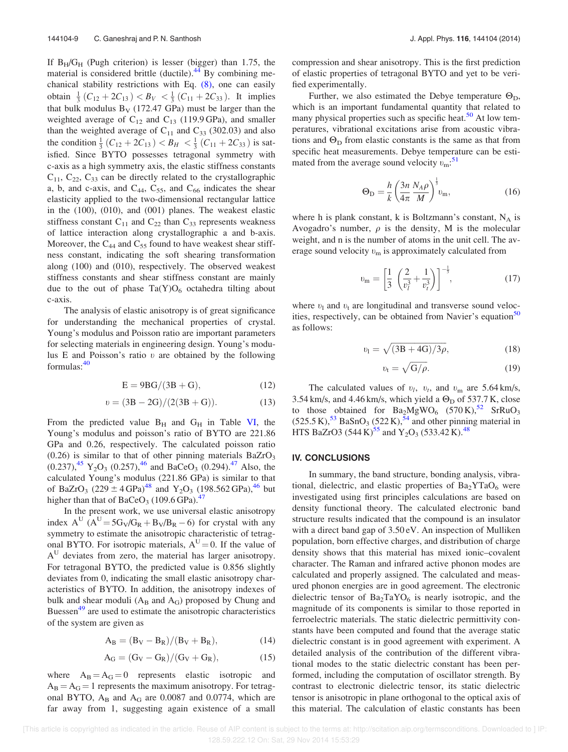If $B_H/G_H$ (Pugh criterion) is lesser (bigger) than 1.75, the material is considered brittle (ductile).[44] By combining mechanical stability restrictions with Eq. (8), one can easily obtain $\frac{1}{3}(C_{12}+2C_{13}) < B_V < \frac{1}{3}(C_{11}+2C_{33})$. It implies that bulk modulus $B_V$ (172.47 GPa) must be larger than the weighted average of $C_{12}$ and $C_{13}$ (119.9 GPa), and smaller than the weighted average of $C_{11}$ and $C_{33}$ (302.03) and also the condition $\frac{1}{3}(C_{12}+2C_{13}) < B_H < \frac{1}{3}(C_{11}+2C_{33})$ is satisfied. Since BYTO possesses tetragonal symmetry with c-axis as a high symmetry axis, the elastic stiffness constants $C_{11}$, $C_{22}$, $C_{33}$ can be directly related to the crystallographic a, b, and c-axis, and $C_{44}$, $C_{55}$, and $C_{66}$ indicates the shear elasticity applied to the two-dimensional rectangular lattice in the (100), (010), and (001) planes. The weakest elastic stiffness constant $C_{11}$ and $C_{22}$ than $C_{33}$ represents weakness of lattice interaction along crystallographic a and b-axis. Moreover, the $C_{44}$ and $C_{55}$ found to have weakest shear stiffness constant, indicating the soft shearing transformation along (100) and (010), respectively. The observed weakest stiffness constants and shear stiffness constant are mainly due to the out of phase $Ta(Y)O_6$ octahedra tilting about c-axis.

The analysis of elastic anisotropy is of great significance for understanding the mechanical properties of crystal. Young's modulus and Poisson ratio are important parameters for selecting materials in engineering design. Young's modulus E and Poisson's ratio $\upsilon$ are obtained by the following formulas:[40]

$$E = 9BG/(3B+G), \tag{12}$$

$$\upsilon = (3B-2G)/(2(3B+G)). \tag{13}$$

From the predicted value $B_H$ and $G_H$ in Table VI, the Young's modulus and poisson's ratio of BYTO are 221.86 GPa and 0.26, respectively. The calculated poisson ratio (0.26) is similar to that of other pinning materials $BaZrO_3$ (0.237),[45] $Y_2O_3$ (0.257),[46] and $BaCeO_3$ (0.294).[47] Also, the calculated Young's modulus (221.86 GPa) is similar to that of $BaZrO_3$ (229 ± 4 GPa)[48] and $Y_2O_3$ (198.562 GPa),[46] but higher than that of $BaCeO_3$ (109.6 GPa).[47]

In the present work, we use universal elastic anisotropy index $A^U$ ($A^U = 5G_V/G_R + B_V/B_R - 6$) for crystal with any symmetry to estimate the anisotropic characteristic of tetragonal BYTO. For isotropic materials, $A^U = 0$. If the value of $A^U$ deviates from zero, the material has larger anisotropy. For tetragonal BYTO, the predicted value is 0.856 slightly deviates from 0, indicating the small elastic anisotropy characteristics of BYTO. In addition, the anisotropy indexes of bulk and shear moduli ($A_B$ and $A_G$) proposed by Chung and Buessen[49] are used to estimate the anisotropic characteristics of the system are given as

$$A_B = (B_V - B_R)/(B_V + B_R), \tag{14}$$

$$A_G = (G_V - G_R)/(G_V + G_R), \tag{15}$$

where $A_B = A_G = 0$ represents elastic isotropic and $A_B = A_G = 1$ represents the maximum anisotropy. For tetragonal BYTO, $A_B$ and $A_G$ are 0.0087 and 0.0774, which are far away from 1, suggesting again existence of a small compression and shear anisotropy. This is the first prediction of elastic properties of tetragonal BYTO and yet to be verified experimentally.

Further, we also estimated the Debye temperature $\Theta_D$, which is an important fundamental quantity that related to many physical properties such as specific heat.[50] At low temperatures, vibrational excitations arise from acoustic vibrations and $\Theta_D$ from elastic constants is the same as that from specific heat measurements. Debye temperature can be estimated from the average sound velocity $\upsilon_m$:[51]

$$\Theta_D = \frac{h}{k}\left(\frac{3n}{4\pi}\frac{N_A\rho}{M}\right)^{\frac{1}{3}}\upsilon_m, \tag{16}$$

where h is plank constant, k is Boltzmann's constant, $N_A$ is Avogadro's number, $\rho$ is the density, M is the molecular weight, and n is the number of atoms in the unit cell. The average sound velocity $\upsilon_m$ is approximately calculated from

$$\upsilon_m = \left[\frac{1}{3}\left(\frac{2}{\upsilon_l^3}+\frac{1}{\upsilon_t^3}\right)\right]^{-\frac{1}{3}}, \tag{17}$$

where $\upsilon_l$ and $\upsilon_t$ are longitudinal and transverse sound velocities, respectively, can be obtained from Navier's equation[50] as follows:

$$\upsilon_l = \sqrt{(3B+4G)/3\rho}, \tag{18}$$

$$\upsilon_t = \sqrt{G/\rho}. \tag{19}$$

The calculated values of $\upsilon_l$, $\upsilon_t$, and $\upsilon_m$ are 5.64 km/s, 3.54 km/s, and 4.46 km/s, which yield a $\Theta_D$ of 537.7 K, close to those obtained for $Ba_2MgWO_6$ (570 K),[52] $SrRuO_3$ (525.5 K),[53] $BaSnO_3$ (522 K),[54] and other pinning material in HTS BaZrO3 (544 K)[55] and $Y_2O_3$ (533.42 K).[48]

## IV. CONCLUSIONS

In summary, the band structure, bonding analysis, vibrational, dielectric, and elastic properties of $Ba_2YTaO_6$ were investigated using first principles calculations are based on density functional theory. The calculated electronic band structure results indicated that the compound is an insulator with a direct band gap of 3.50 eV. An inspection of Mulliken population, born effective charges, and distribution of charge density shows that this material has mixed ionic–covalent character. The Raman and infrared active phonon modes are calculated and properly assigned. The calculated and measured phonon energies are in good agreement. The electronic dielectric tensor of $Ba_2TaYO_6$ is nearly isotropic, and the magnitude of its components is similar to those reported in ferroelectric materials. The static dielectric permittivity constants have been computed and found that the average static dielectric constant is in good agreement with experiment. A detailed analysis of the contribution of the different vibrational modes to the static dielectric constant has been performed, including the computation of oscillator strength. By contrast to electronic dielectric tensor, its static dielectric tensor is anisotropic in plane orthogonal to the optical axis of this material. The calculation of elastic constants has been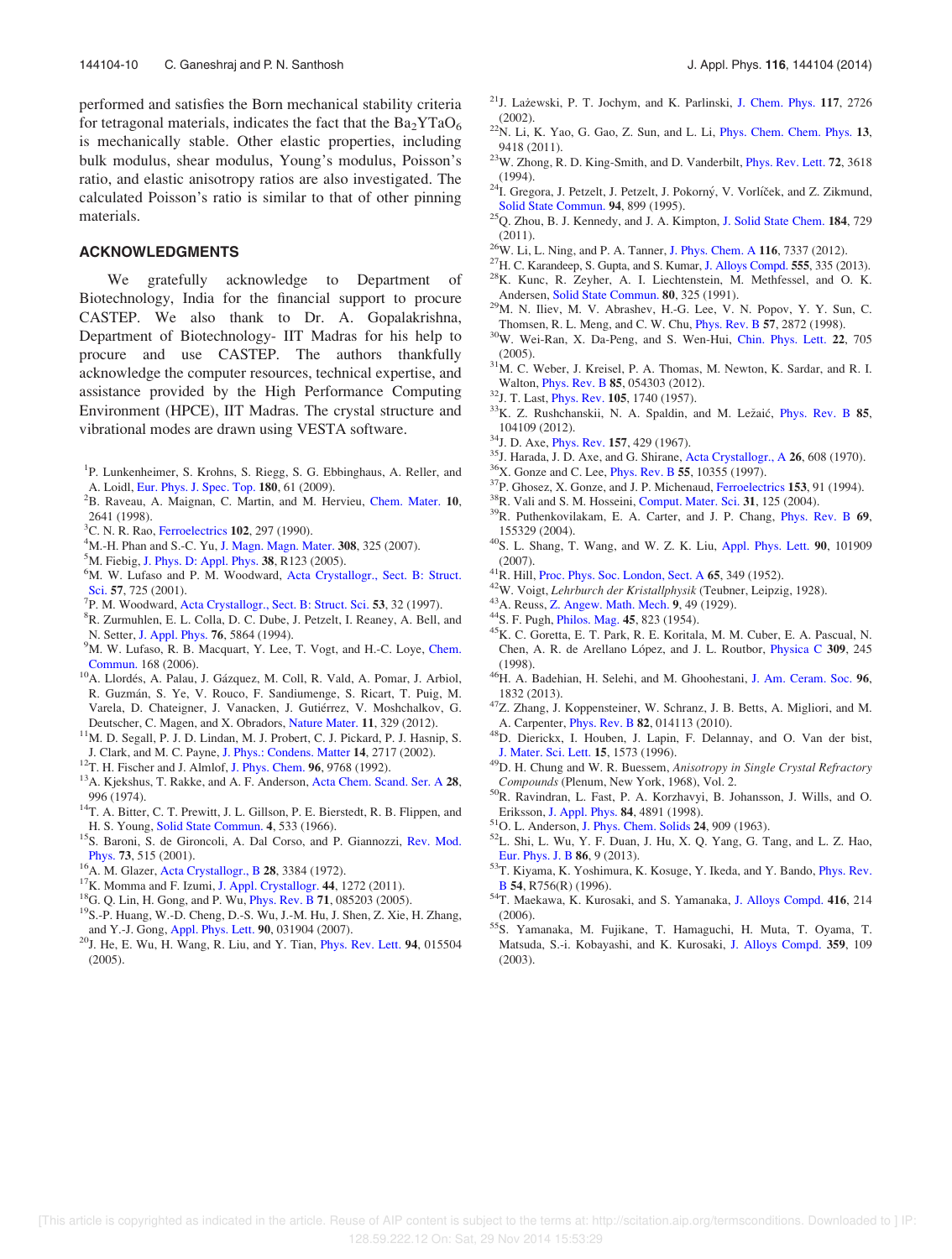performed and satisfies the Born mechanical stability criteria for tetragonal materials, indicates the fact that the $Ba_2YTaO_6$ is mechanically stable. Other elastic properties, including bulk modulus, shear modulus, Young's modulus, Poisson's ratio, and elastic anisotropy ratios are also investigated. The calculated Poisson's ratio is similar to that of other pinning materials.

## ACKNOWLEDGMENTS

We gratefully acknowledge to Department of Biotechnology, India for the financial support to procure CASTEP. We also thank to Dr. A. Gopalakrishna, Department of Biotechnology- IIT Madras for his help to procure and use CASTEP. The authors thankfully acknowledge the computer resources, technical expertise, and assistance provided by the High Performance Computing Environment (HPCE), IIT Madras. The crystal structure and vibrational modes are drawn using VESTA software.

[1] P. Lunkenheimer, S. Krohns, S. Riegg, S. G. Ebbinghaus, A. Reller, and A. Loidl, Eur. Phys. J. Spec. Top. **180**, 61 (2009).
[2] B. Raveau, A. Maignan, C. Martin, and M. Hervieu, Chem. Mater. **10**, 2641 (1998).
[3] C. N. R. Rao, Ferroelectrics **102**, 297 (1990).
[4] M.-H. Phan and S.-C. Yu, J. Magn. Magn. Mater. **308**, 325 (2007).
[5] M. Fiebig, J. Phys. D: Appl. Phys. **38**, R123 (2005).
[6] M. W. Lufaso and P. M. Woodward, Acta Crystallogr., Sect. B: Struct. Sci. **57**, 725 (2001).
[7] P. M. Woodward, Acta Crystallogr., Sect. B: Struct. Sci. **53**, 32 (1997).
[8] R. Zurmuhlen, E. L. Colla, D. C. Dube, J. Petzelt, I. Reaney, A. Bell, and N. Setter, J. Appl. Phys. **76**, 5864 (1994).
[9] M. W. Lufaso, R. B. Macquart, Y. Lee, T. Vogt, and H.-C. Loye, Chem. Commun. 168 (2006).
[10] A. Llordés, A. Palau, J. Gázquez, M. Coll, R. Vald, A. Pomar, J. Arbiol, R. Guzmán, S. Ye, V. Rouco, F. Sandiumenge, S. Ricart, T. Puig, M. Varela, D. Chateigner, J. Vanacken, J. Gutiérrez, V. Moshchalkov, G. Deutscher, C. Magen, and X. Obradors, Nature Mater. **11**, 329 (2012).
[11] M. D. Segall, P. J. D. Lindan, M. J. Probert, C. J. Pickard, P. J. Hasnip, S. J. Clark, and M. C. Payne, J. Phys.: Condens. Matter **14**, 2717 (2002).
[12] T. H. Fischer and J. Almlof, J. Phys. Chem. **96**, 9768 (1992).
[13] A. Kjekshus, T. Rakke, and A. F. Anderson, Acta Chem. Scand. Ser. A **28**, 996 (1974).
[14] T. A. Bitter, C. T. Prewitt, J. L. Gillson, P. E. Bierstedt, R. B. Flippen, and H. S. Young, Solid State Commun. **4**, 533 (1966).
[15] S. Baroni, S. de Gironcoli, A. Dal Corso, and P. Giannozzi, Rev. Mod. Phys. **73**, 515 (2001).
[16] A. M. Glazer, Acta Crystallogr., B **28**, 3384 (1972).
[17] K. Momma and F. Izumi, J. Appl. Crystallogr. **44**, 1272 (2011).
[18] G. Q. Lin, H. Gong, and P. Wu, Phys. Rev. B **71**, 085203 (2005).
[19] S.-P. Huang, W.-D. Cheng, D.-S. Wu, J.-M. Hu, J. Shen, Z. Xie, H. Zhang, and Y.-J. Gong, Appl. Phys. Lett. **90**, 031904 (2007).
[20] J. He, E. Wu, H. Wang, R. Liu, and Y. Tian, Phys. Rev. Lett. **94**, 015504 (2005).
[21] J. Łażewski, P. T. Jochym, and K. Parlinski, J. Chem. Phys. **117**, 2726 (2002).
[22] N. Li, K. Yao, G. Gao, Z. Sun, and L. Li, Phys. Chem. Chem. Phys. **13**, 9418 (2011).
[23] W. Zhong, R. D. King-Smith, and D. Vanderbilt, Phys. Rev. Lett. **72**, 3618 (1994).
[24] I. Gregora, J. Petzelt, J. Petzelt, J. Pokorný, V. Vorlíček, and Z. Zikmund, Solid State Commun. **94**, 899 (1995).
[25] Q. Zhou, B. J. Kennedy, and J. A. Kimpton, J. Solid State Chem. **184**, 729 (2011).
[26] W. Li, L. Ning, and P. A. Tanner, J. Phys. Chem. A **116**, 7337 (2012).
[27] H. C. Karandeep, S. Gupta, and S. Kumar, J. Alloys Compd. **555**, 335 (2013).
[28] K. Kunc, R. Zeyher, A. I. Liechtenstein, M. Methfessel, and O. K. Andersen, Solid State Commun. **80**, 325 (1991).
[29] M. N. Iliev, M. V. Abrashev, H.-G. Lee, V. N. Popov, Y. Y. Sun, C. Thomsen, R. L. Meng, and C. W. Chu, Phys. Rev. B **57**, 2872 (1998).
[30] W. Wei-Ran, X. Da-Peng, and S. Wen-Hui, Chin. Phys. Lett. **22**, 705 (2005).
[31] M. C. Weber, J. Kreisel, P. A. Thomas, M. Newton, K. Sardar, and R. I. Walton, Phys. Rev. B **85**, 054303 (2012).
[32] J. T. Last, Phys. Rev. **105**, 1740 (1957).
[33] K. Z. Rushchanskii, N. A. Spaldin, and M. Ležaić, Phys. Rev. B **85**, 104109 (2012).
[34] J. D. Axe, Phys. Rev. **157**, 429 (1967).
[35] J. Harada, J. D. Axe, and G. Shirane, Acta Crystallogr., A **26**, 608 (1970).
[36] X. Gonze and C. Lee, Phys. Rev. B **55**, 10355 (1997).
[37] P. Ghosez, X. Gonze, and J. P. Michenaud, Ferroelectrics **153**, 91 (1994).
[38] R. Vali and S. M. Hosseini, Comput. Mater. Sci. **31**, 125 (2004).
[39] R. Puthenkovilakam, E. A. Carter, and J. P. Chang, Phys. Rev. B **69**, 155329 (2004).
[40] S. L. Shang, T. Wang, and W. Z. K. Liu, Appl. Phys. Lett. **90**, 101909 (2007).
[41] R. Hill, Proc. Phys. Soc. London, Sect. A **65**, 349 (1952).
[42] W. Voigt, *Lehrburch der Kristallphysik* (Teubner, Leipzig, 1928).
[43] A. Reuss, Z. Angew. Math. Mech. **9**, 49 (1929).
[44] S. F. Pugh, Philos. Mag. **45**, 823 (1954).
[45] K. C. Goretta, E. T. Park, R. E. Koritala, M. M. Cuber, E. A. Pascual, N. Chen, A. R. de Arellano López, and J. L. Routbor, Physica C **309**, 245 (1998).
[46] H. A. Badehian, H. Selehi, and M. Ghoohestani, J. Am. Ceram. Soc. **96**, 1832 (2013).
[47] Z. Zhang, J. Koppensteiner, W. Schranz, J. B. Betts, A. Migliori, and M. A. Carpenter, Phys. Rev. B **82**, 014113 (2010).
[48] D. Dierickx, I. Houben, J. Lapin, F. Delannay, and O. Van der bist, J. Mater. Sci. Lett. **15**, 1573 (1996).
[49] D. H. Chung and W. R. Buessem, *Anisotropy in Single Crystal Refractory Compounds* (Plenum, New York, 1968), Vol. 2.
[50] R. Ravindran, L. Fast, P. A. Korzhavyi, B. Johansson, J. Wills, and O. Eriksson, J. Appl. Phys. **84**, 4891 (1998).
[51] O. L. Anderson, J. Phys. Chem. Solids **24**, 909 (1963).
[52] L. Shi, L. Wu, Y. F. Duan, J. Hu, X. Q. Yang, G. Tang, and L. Z. Hao, Eur. Phys. J. B **86**, 9 (2013).
[53] T. Kiyama, K. Yoshimura, K. Kosuge, Y. Ikeda, and Y. Bando, Phys. Rev. B **54**, R756(R) (1996).
[54] T. Maekawa, K. Kurosaki, and S. Yamanaka, J. Alloys Compd. **416**, 214 (2006).
[55] S. Yamanaka, M. Fujikane, T. Hamaguchi, H. Muta, T. Oyama, T. Matsuda, S.-i. Kobayashi, and K. Kurosaki, J. Alloys Compd. **359**, 109 (2003).